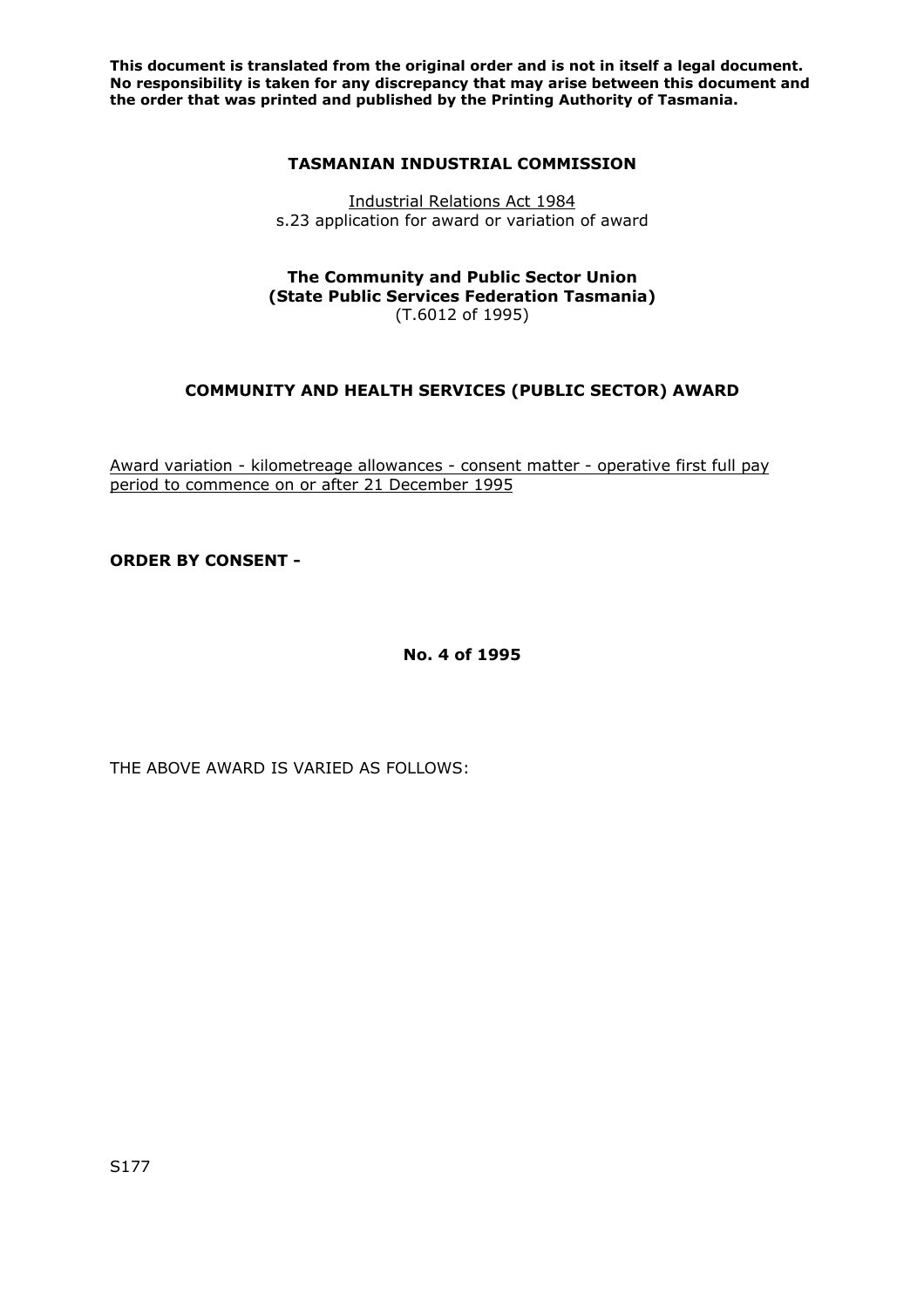**This document is translated from the original order and is not in itself a legal document. No responsibility is taken for any discrepancy that may arise between this document and the order that was printed and published by the Printing Authority of Tasmania.**

# TASMANIAN INDUSTRIAL COMMISSION

Industrial Relations Act 1984
s.23 application for award or variation of award

**The Community and Public Sector Union**
**(State Public Services Federation Tasmania)**
(T.6012 of 1995)

## COMMUNITY AND HEALTH SERVICES (PUBLIC SECTOR) AWARD

Award variation - kilometreage allowances - consent matter - operative first full pay period to commence on or after 21 December 1995

**ORDER BY CONSENT -**

**No. 4 of 1995**

THE ABOVE AWARD IS VARIED AS FOLLOWS:

S177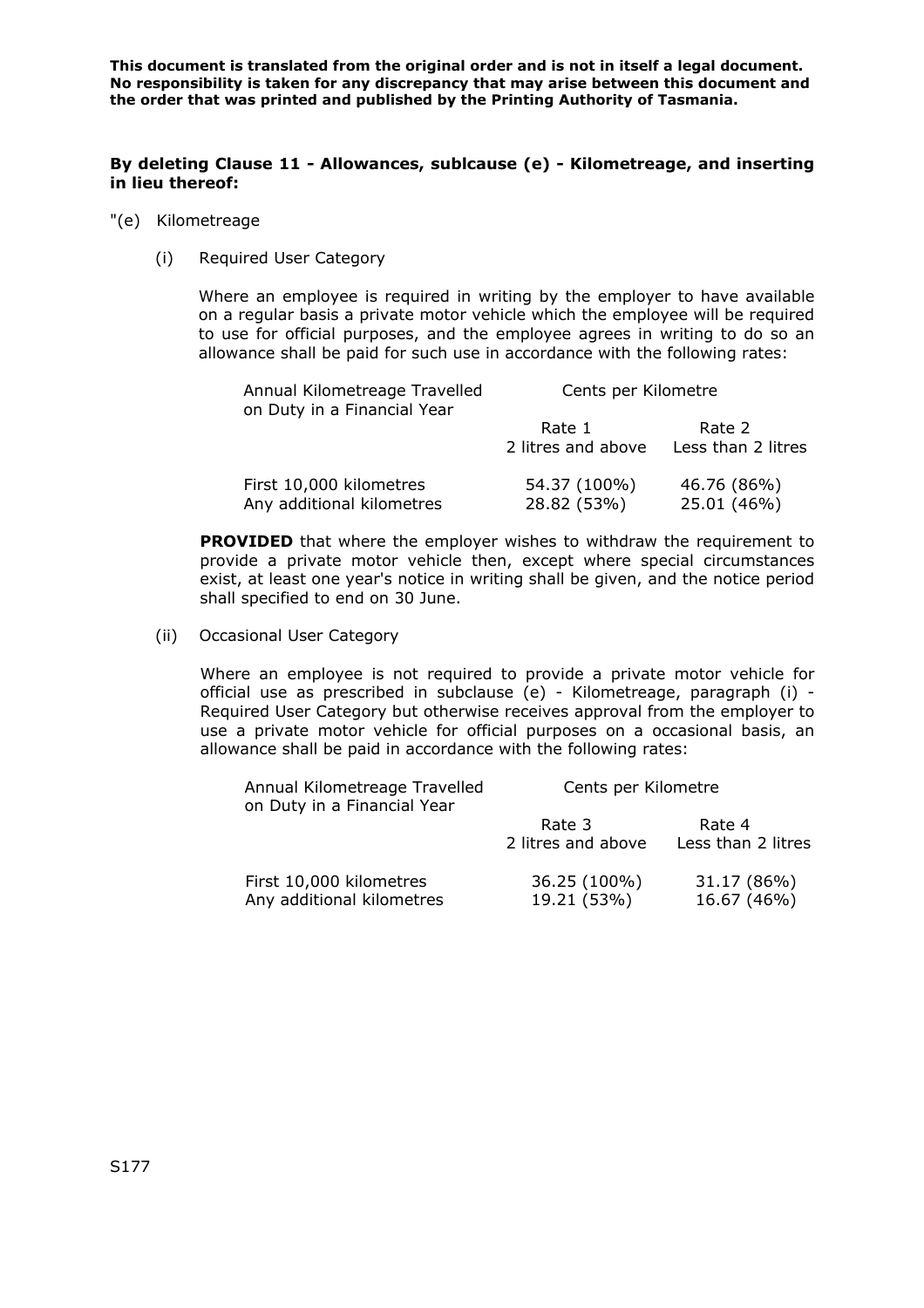**This document is translated from the original order and is not in itself a legal document. No responsibility is taken for any discrepancy that may arise between this document and the order that was printed and published by the Printing Authority of Tasmania.**

**By deleting Clause 11 - Allowances, sublcause (e) - Kilometreage, and inserting in lieu thereof:**

"(e) Kilometreage

(i) Required User Category

Where an employee is required in writing by the employer to have available on a regular basis a private motor vehicle which the employee will be required to use for official purposes, and the employee agrees in writing to do so an allowance shall be paid for such use in accordance with the following rates:

| Annual Kilometreage Travelled on Duty in a Financial Year | Cents per Kilometre | |
|---|---|---|
| | Rate 1<br>2 litres and above | Rate 2<br>Less than 2 litres |
| First 10,000 kilometres | 54.37 (100%) | 46.76 (86%) |
| Any additional kilometres | 28.82 (53%) | 25.01 (46%) |

**PROVIDED** that where the employer wishes to withdraw the requirement to provide a private motor vehicle then, except where special circumstances exist, at least one year's notice in writing shall be given, and the notice period shall specified to end on 30 June.

(ii) Occasional User Category

Where an employee is not required to provide a private motor vehicle for official use as prescribed in subclause (e) - Kilometreage, paragraph (i) - Required User Category but otherwise receives approval from the employer to use a private motor vehicle for official purposes on a occasional basis, an allowance shall be paid in accordance with the following rates:

| Annual Kilometreage Travelled on Duty in a Financial Year | Cents per Kilometre | |
|---|---|---|
| | Rate 3<br>2 litres and above | Rate 4<br>Less than 2 litres |
| First 10,000 kilometres | 36.25 (100%) | 31.17 (86%) |
| Any additional kilometres | 19.21 (53%) | 16.67 (46%) |

S177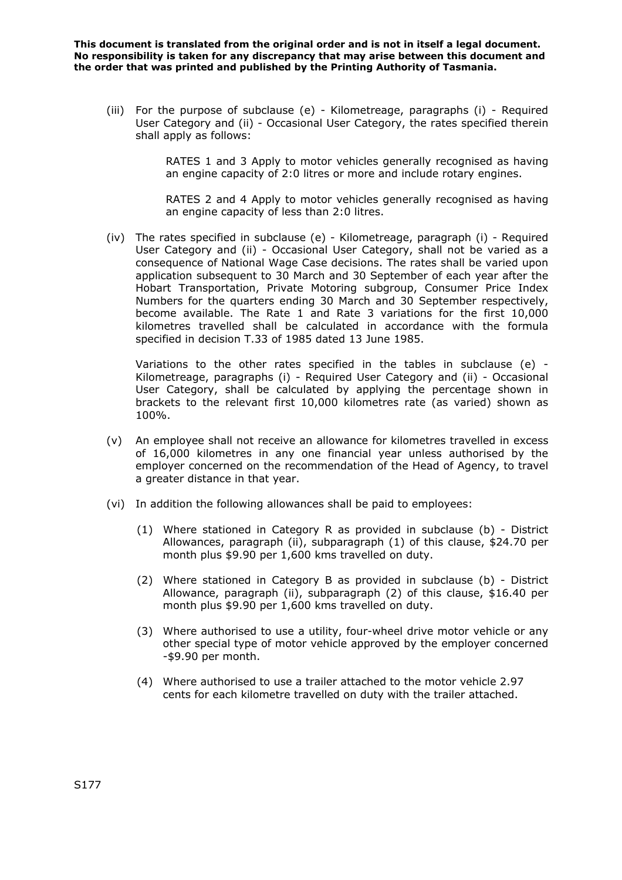**This document is translated from the original order and is not in itself a legal document. No responsibility is taken for any discrepancy that may arise between this document and the order that was printed and published by the Printing Authority of Tasmania.**

(iii) For the purpose of subclause (e) - Kilometreage, paragraphs (i) - Required User Category and (ii) - Occasional User Category, the rates specified therein shall apply as follows:

RATES 1 and 3 Apply to motor vehicles generally recognised as having an engine capacity of 2:0 litres or more and include rotary engines.

RATES 2 and 4 Apply to motor vehicles generally recognised as having an engine capacity of less than 2:0 litres.

(iv) The rates specified in subclause (e) - Kilometreage, paragraph (i) - Required User Category and (ii) - Occasional User Category, shall not be varied as a consequence of National Wage Case decisions. The rates shall be varied upon application subsequent to 30 March and 30 September of each year after the Hobart Transportation, Private Motoring subgroup, Consumer Price Index Numbers for the quarters ending 30 March and 30 September respectively, become available. The Rate 1 and Rate 3 variations for the first 10,000 kilometres travelled shall be calculated in accordance with the formula specified in decision T.33 of 1985 dated 13 June 1985.

Variations to the other rates specified in the tables in subclause (e) - Kilometreage, paragraphs (i) - Required User Category and (ii) - Occasional User Category, shall be calculated by applying the percentage shown in brackets to the relevant first 10,000 kilometres rate (as varied) shown as 100%.

(v) An employee shall not receive an allowance for kilometres travelled in excess of 16,000 kilometres in any one financial year unless authorised by the employer concerned on the recommendation of the Head of Agency, to travel a greater distance in that year.

(vi) In addition the following allowances shall be paid to employees:

(1) Where stationed in Category R as provided in subclause (b) - District Allowances, paragraph (ii), subparagraph (1) of this clause, $24.70 per month plus $9.90 per 1,600 kms travelled on duty.

(2) Where stationed in Category B as provided in subclause (b) - District Allowance, paragraph (ii), subparagraph (2) of this clause, $16.40 per month plus $9.90 per 1,600 kms travelled on duty.

(3) Where authorised to use a utility, four-wheel drive motor vehicle or any other special type of motor vehicle approved by the employer concerned -$9.90 per month.

(4) Where authorised to use a trailer attached to the motor vehicle 2.97 cents for each kilometre travelled on duty with the trailer attached.

S177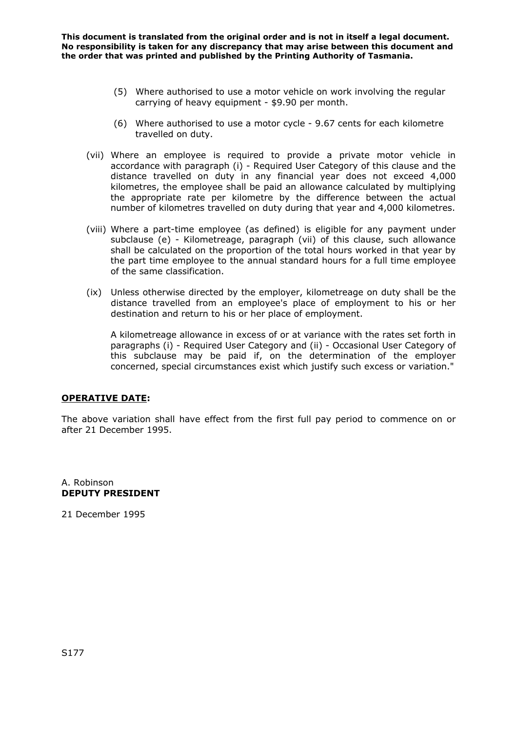**This document is translated from the original order and is not in itself a legal document. No responsibility is taken for any discrepancy that may arise between this document and the order that was printed and published by the Printing Authority of Tasmania.**

(5) Where authorised to use a motor vehicle on work involving the regular carrying of heavy equipment - $9.90 per month.

(6) Where authorised to use a motor cycle - 9.67 cents for each kilometre travelled on duty.

(vii) Where an employee is required to provide a private motor vehicle in accordance with paragraph (i) - Required User Category of this clause and the distance travelled on duty in any financial year does not exceed 4,000 kilometres, the employee shall be paid an allowance calculated by multiplying the appropriate rate per kilometre by the difference between the actual number of kilometres travelled on duty during that year and 4,000 kilometres.

(viii) Where a part-time employee (as defined) is eligible for any payment under subclause (e) - Kilometreage, paragraph (vii) of this clause, such allowance shall be calculated on the proportion of the total hours worked in that year by the part time employee to the annual standard hours for a full time employee of the same classification.

(ix) Unless otherwise directed by the employer, kilometreage on duty shall be the distance travelled from an employee's place of employment to his or her destination and return to his or her place of employment.

A kilometreage allowance in excess of or at variance with the rates set forth in paragraphs (i) - Required User Category and (ii) - Occasional User Category of this subclause may be paid if, on the determination of the employer concerned, special circumstances exist which justify such excess or variation."

**OPERATIVE DATE:**

The above variation shall have effect from the first full pay period to commence on or after 21 December 1995.

A. Robinson
**DEPUTY PRESIDENT**

21 December 1995

S177